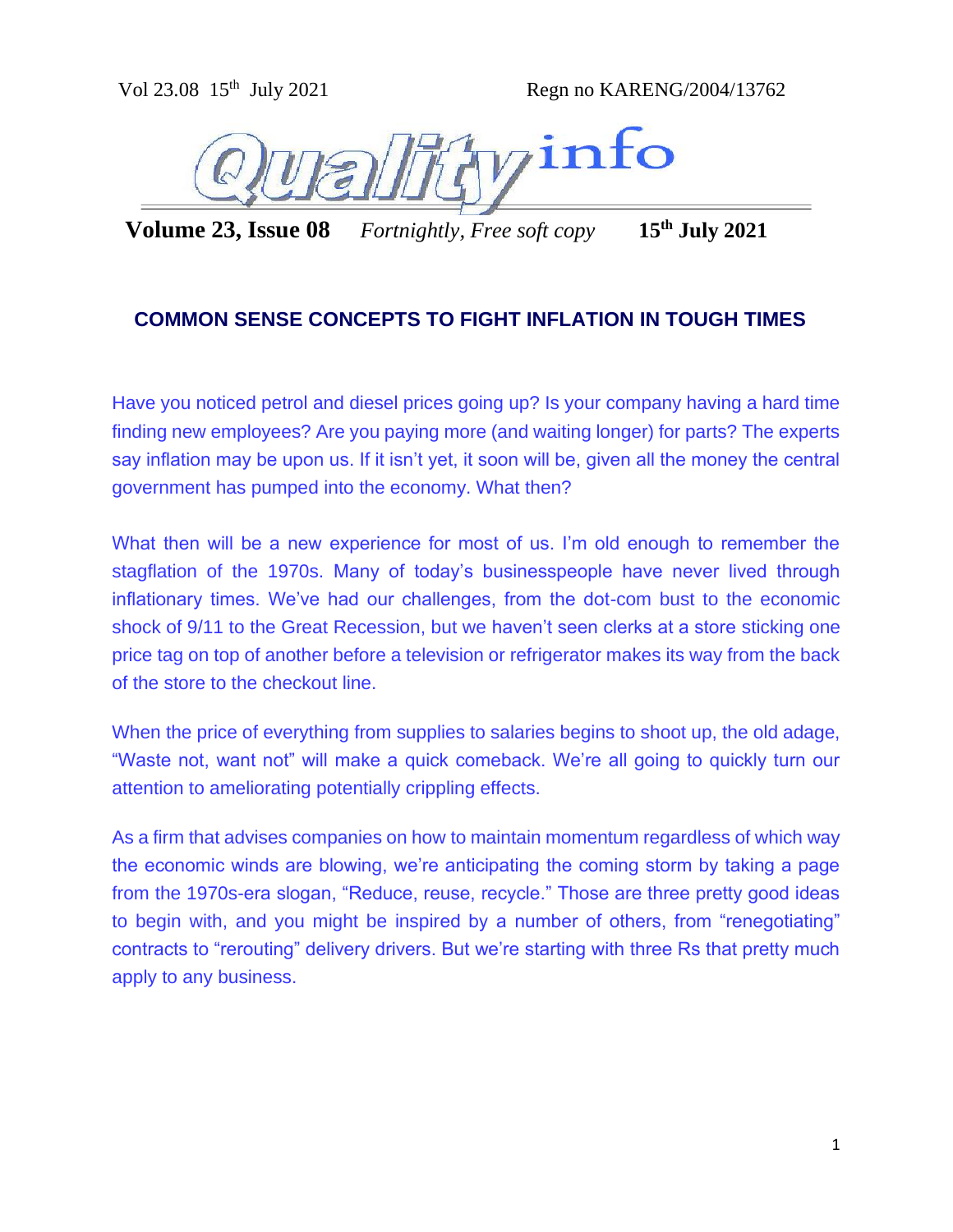Vol 23.08 15th July 2021 Regn no KARENG/2004/13762

# Qualityinfo

**Volume 23, Issue 08** *Fortnightly, Free soft copy* **15th July 2021**

## COMMON SENSE CONCEPTS TO FIGHT INFLATION IN TOUGH TIMES

Have you noticed petrol and diesel prices going up? Is your company having a hard time finding new employees? Are you paying more (and waiting longer) for parts? The experts say inflation may be upon us. If it isn't yet, it soon will be, given all the money the central government has pumped into the economy. What then?

What then will be a new experience for most of us. I'm old enough to remember the stagflation of the 1970s. Many of today's businesspeople have never lived through inflationary times. We've had our challenges, from the dot-com bust to the economic shock of 9/11 to the Great Recession, but we haven't seen clerks at a store sticking one price tag on top of another before a television or refrigerator makes its way from the back of the store to the checkout line.

When the price of everything from supplies to salaries begins to shoot up, the old adage, "Waste not, want not" will make a quick comeback. We're all going to quickly turn our attention to ameliorating potentially crippling effects.

As a firm that advises companies on how to maintain momentum regardless of which way the economic winds are blowing, we're anticipating the coming storm by taking a page from the 1970s-era slogan, "Reduce, reuse, recycle." Those are three pretty good ideas to begin with, and you might be inspired by a number of others, from "renegotiating" contracts to "rerouting" delivery drivers. But we're starting with three Rs that pretty much apply to any business.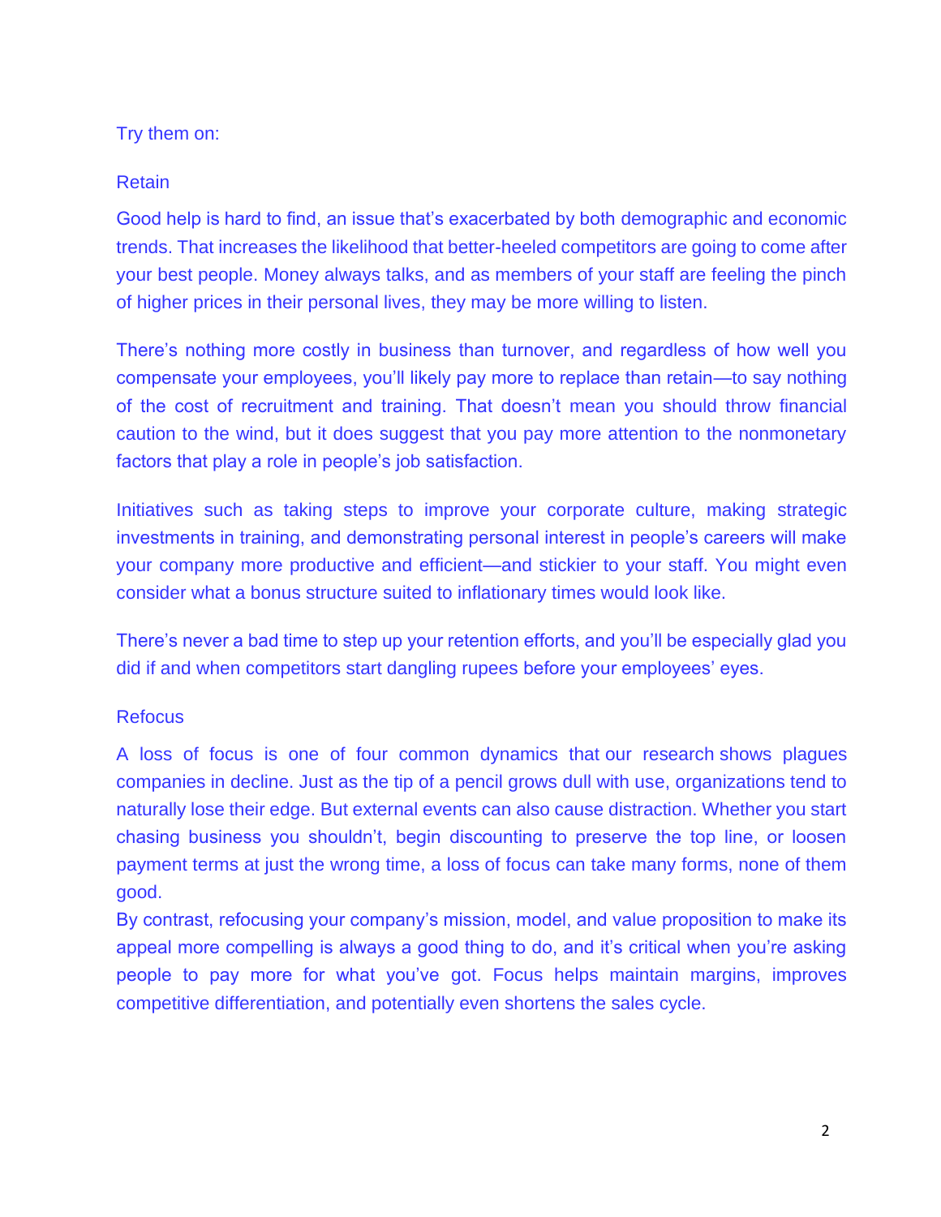Try them on:

Retain

Good help is hard to find, an issue that's exacerbated by both demographic and economic trends. That increases the likelihood that better-heeled competitors are going to come after your best people. Money always talks, and as members of your staff are feeling the pinch of higher prices in their personal lives, they may be more willing to listen.

There's nothing more costly in business than turnover, and regardless of how well you compensate your employees, you'll likely pay more to replace than retain—to say nothing of the cost of recruitment and training. That doesn't mean you should throw financial caution to the wind, but it does suggest that you pay more attention to the nonmonetary factors that play a role in people's job satisfaction.

Initiatives such as taking steps to improve your corporate culture, making strategic investments in training, and demonstrating personal interest in people's careers will make your company more productive and efficient—and stickier to your staff. You might even consider what a bonus structure suited to inflationary times would look like.

There's never a bad time to step up your retention efforts, and you'll be especially glad you did if and when competitors start dangling rupees before your employees' eyes.

Refocus

A loss of focus is one of four common dynamics that our research shows plagues companies in decline. Just as the tip of a pencil grows dull with use, organizations tend to naturally lose their edge. But external events can also cause distraction. Whether you start chasing business you shouldn't, begin discounting to preserve the top line, or loosen payment terms at just the wrong time, a loss of focus can take many forms, none of them good.

By contrast, refocusing your company's mission, model, and value proposition to make its appeal more compelling is always a good thing to do, and it's critical when you're asking people to pay more for what you've got. Focus helps maintain margins, improves competitive differentiation, and potentially even shortens the sales cycle.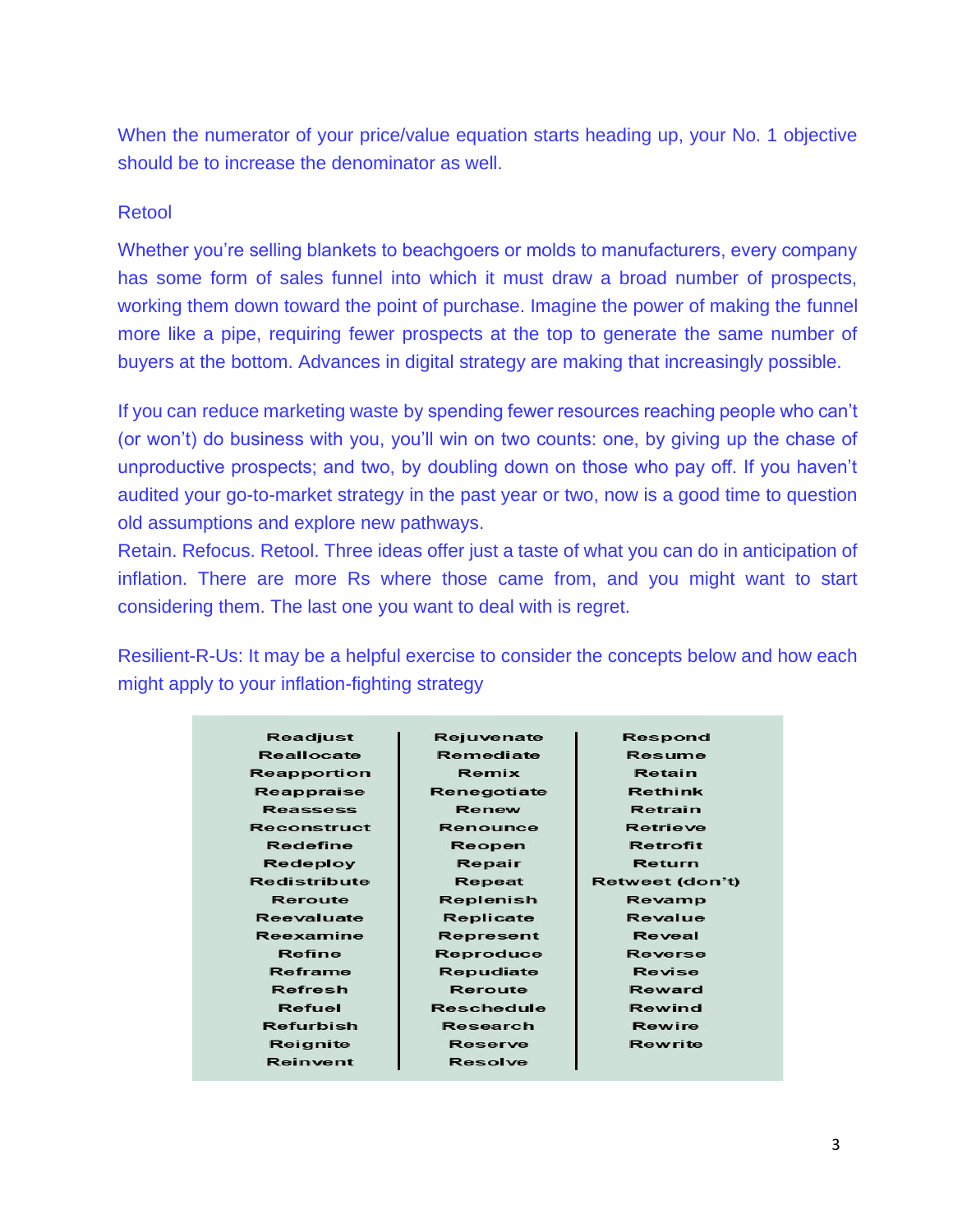When the numerator of your price/value equation starts heading up, your No. 1 objective should be to increase the denominator as well.

## Retool

Whether you're selling blankets to beachgoers or molds to manufacturers, every company has some form of sales funnel into which it must draw a broad number of prospects, working them down toward the point of purchase. Imagine the power of making the funnel more like a pipe, requiring fewer prospects at the top to generate the same number of buyers at the bottom. Advances in digital strategy are making that increasingly possible.

If you can reduce marketing waste by spending fewer resources reaching people who can't (or won't) do business with you, you'll win on two counts: one, by giving up the chase of unproductive prospects; and two, by doubling down on those who pay off. If you haven't audited your go-to-market strategy in the past year or two, now is a good time to question old assumptions and explore new pathways.

Retain. Refocus. Retool. Three ideas offer just a taste of what you can do in anticipation of inflation. There are more Rs where those came from, and you might want to start considering them. The last one you want to deal with is regret.

Resilient-R-Us: It may be a helpful exercise to consider the concepts below and how each might apply to your inflation-fighting strategy

| | | |
|---|---|---|
| Readjust | Rejuvenate | Respond |
| Reallocate | Remediate | Resume |
| Reapportion | Remix | Retain |
| Reappraise | Renegotiate | Rethink |
| Reassess | Renew | Retrain |
| Reconstruct | Renounce | Retrieve |
| Redefine | Reopen | Retrofit |
| Redeploy | Repair | Return |
| Redistribute | Repeat | Retweet (don't) |
| Reroute | Replenish | Revamp |
| Reevaluate | Replicate | Revalue |
| Reexamine | Represent | Reveal |
| Refine | Reproduce | Reverse |
| Reframe | Repudiate | Revise |
| Refresh | Reroute | Reward |
| Refuel | Reschedule | Rewind |
| Refurbish | Research | Rewire |
| Reignite | Reserve | Rewrite |
| Reinvent | Resolve | |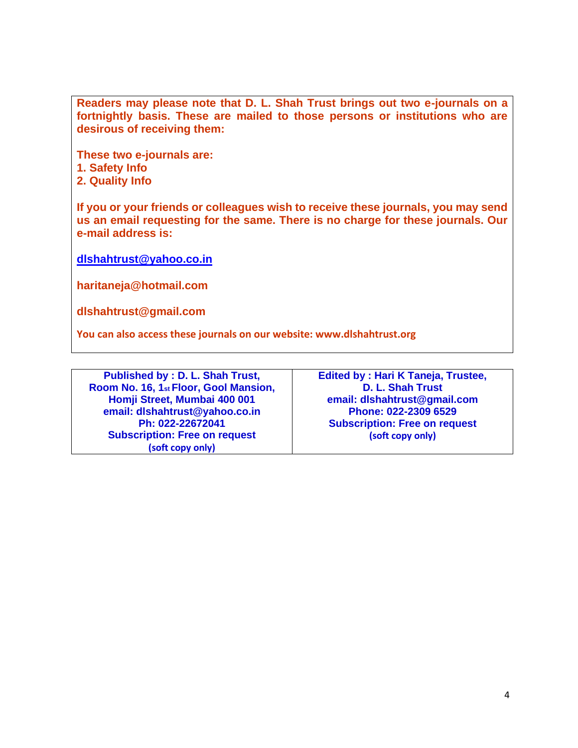**Readers may please note that D. L. Shah Trust brings out two e-journals on a fortnightly basis. These are mailed to those persons or institutions who are desirous of receiving them:**

**These two e-journals are:**
**1. Safety Info**
**2. Quality Info**

**If you or your friends or colleagues wish to receive these journals, you may send us an email requesting for the same. There is no charge for these journals. Our e-mail address is:**

**dlshahtrust@yahoo.co.in**

**haritaneja@hotmail.com**

**dlshahtrust@gmail.com**

**You can also access these journals on our website: www.dlshahtrust.org**

| | |
|---|---|
| **Published by : D. L. Shah Trust, Room No. 16, 1st Floor, Gool Mansion, Homji Street, Mumbai 400 001 email: dlshahtrust@yahoo.co.in Ph: 022-22672041 Subscription: Free on request (soft copy only)** | **Edited by : Hari K Taneja, Trustee, D. L. Shah Trust email: dlshahtrust@gmail.com Phone: 022-2309 6529 Subscription: Free on request (soft copy only)** |